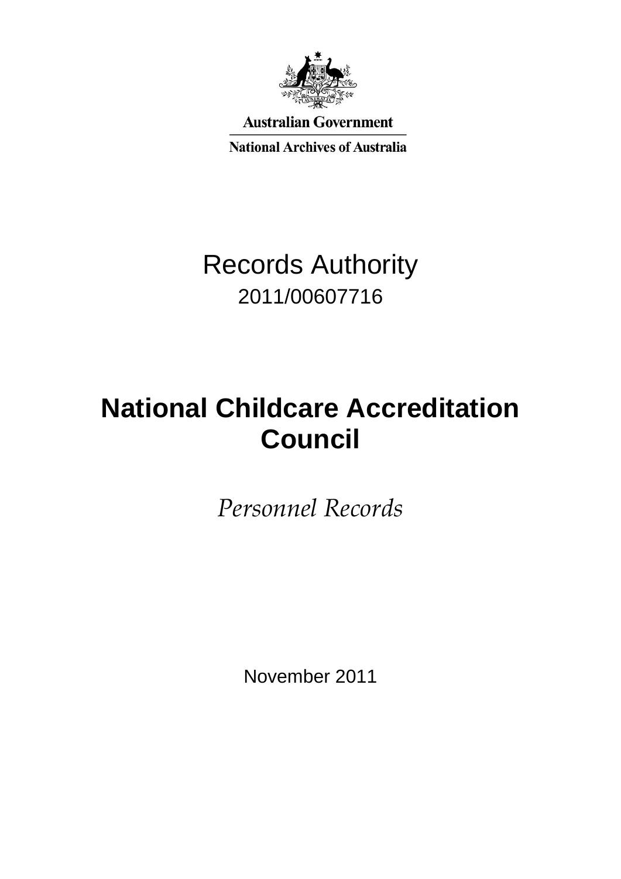Australian Government

National Archives of Australia

# Records Authority

2011/00607716

# National Childcare Accreditation Council

*Personnel Records*

November 2011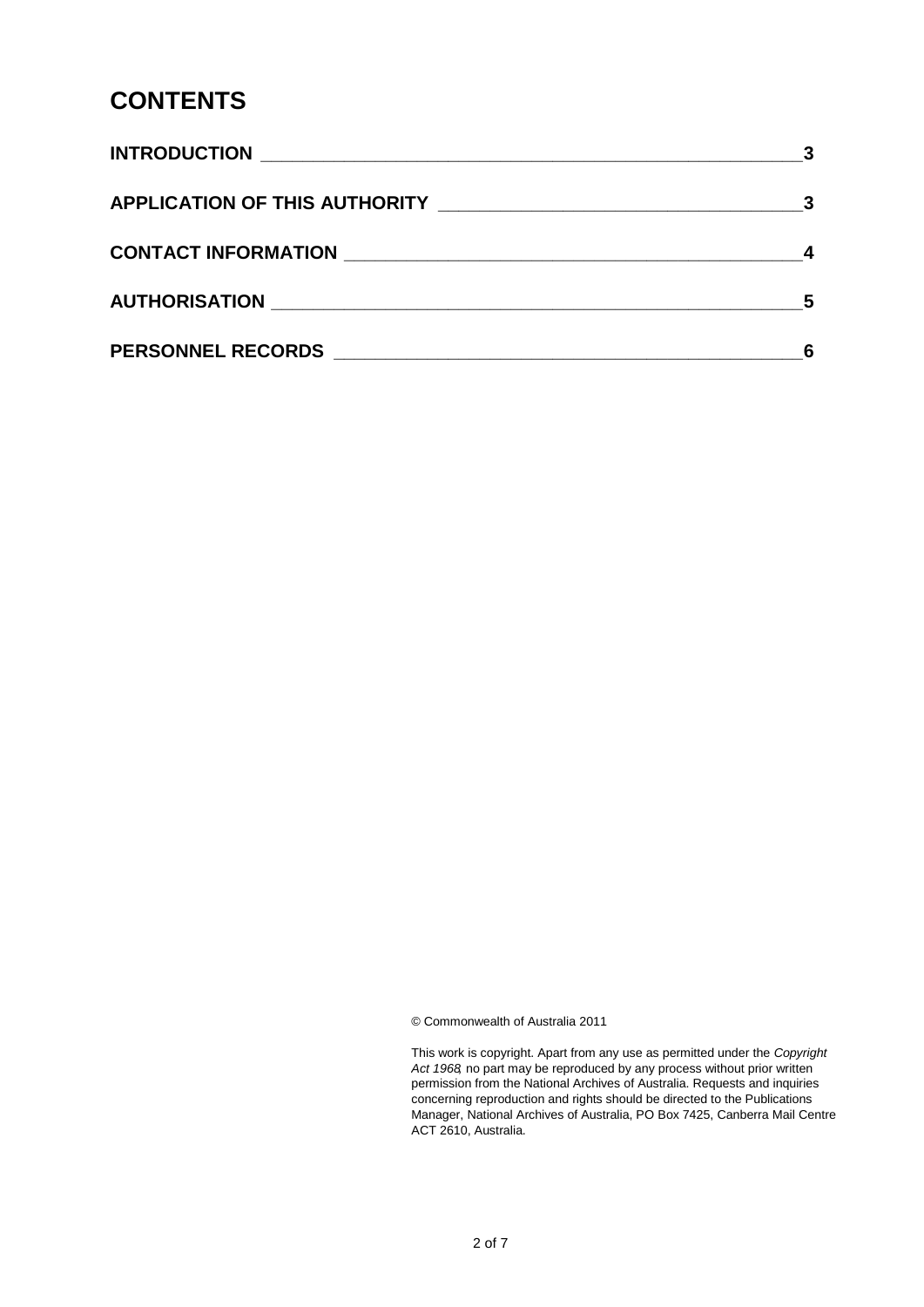# CONTENTS

| | |
|---|---|
| **INTRODUCTION** | **3** |
| **APPLICATION OF THIS AUTHORITY** | **3** |
| **CONTACT INFORMATION** | **4** |
| **AUTHORISATION** | **5** |
| **PERSONNEL RECORDS** | **6** |

© Commonwealth of Australia 2011

This work is copyright. Apart from any use as permitted under the *Copyright Act 1968*, no part may be reproduced by any process without prior written permission from the National Archives of Australia. Requests and inquiries concerning reproduction and rights should be directed to the Publications Manager, National Archives of Australia, PO Box 7425, Canberra Mail Centre ACT 2610, Australia.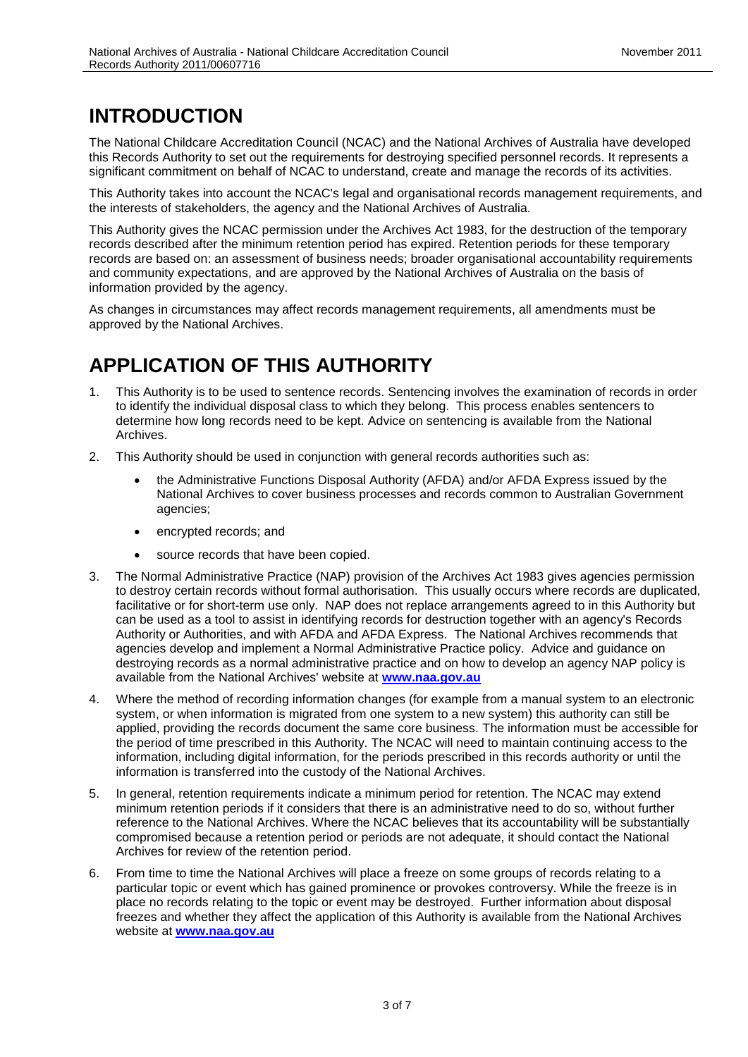# INTRODUCTION

The National Childcare Accreditation Council (NCAC) and the National Archives of Australia have developed this Records Authority to set out the requirements for destroying specified personnel records. It represents a significant commitment on behalf of NCAC to understand, create and manage the records of its activities.

This Authority takes into account the NCAC's legal and organisational records management requirements, and the interests of stakeholders, the agency and the National Archives of Australia.

This Authority gives the NCAC permission under the Archives Act 1983, for the destruction of the temporary records described after the minimum retention period has expired. Retention periods for these temporary records are based on: an assessment of business needs; broader organisational accountability requirements and community expectations, and are approved by the National Archives of Australia on the basis of information provided by the agency.

As changes in circumstances may affect records management requirements, all amendments must be approved by the National Archives.

# APPLICATION OF THIS AUTHORITY

1. This Authority is to be used to sentence records. Sentencing involves the examination of records in order to identify the individual disposal class to which they belong. This process enables sentencers to determine how long records need to be kept. Advice on sentencing is available from the National Archives.
2. This Authority should be used in conjunction with general records authorities such as:
   - the Administrative Functions Disposal Authority (AFDA) and/or AFDA Express issued by the National Archives to cover business processes and records common to Australian Government agencies;
   - encrypted records; and
   - source records that have been copied.
3. The Normal Administrative Practice (NAP) provision of the Archives Act 1983 gives agencies permission to destroy certain records without formal authorisation. This usually occurs where records are duplicated, facilitative or for short-term use only. NAP does not replace arrangements agreed to in this Authority but can be used as a tool to assist in identifying records for destruction together with an agency's Records Authority or Authorities, and with AFDA and AFDA Express. The National Archives recommends that agencies develop and implement a Normal Administrative Practice policy. Advice and guidance on destroying records as a normal administrative practice and on how to develop an agency NAP policy is available from the National Archives' website at **www.naa.gov.au**
4. Where the method of recording information changes (for example from a manual system to an electronic system, or when information is migrated from one system to a new system) this authority can still be applied, providing the records document the same core business. The information must be accessible for the period of time prescribed in this Authority. The NCAC will need to maintain continuing access to the information, including digital information, for the periods prescribed in this records authority or until the information is transferred into the custody of the National Archives.
5. In general, retention requirements indicate a minimum period for retention. The NCAC may extend minimum retention periods if it considers that there is an administrative need to do so, without further reference to the National Archives. Where the NCAC believes that its accountability will be substantially compromised because a retention period or periods are not adequate, it should contact the National Archives for review of the retention period.
6. From time to time the National Archives will place a freeze on some groups of records relating to a particular topic or event which has gained prominence or provokes controversy. While the freeze is in place no records relating to the topic or event may be destroyed. Further information about disposal freezes and whether they affect the application of this Authority is available from the National Archives website at **www.naa.gov.au**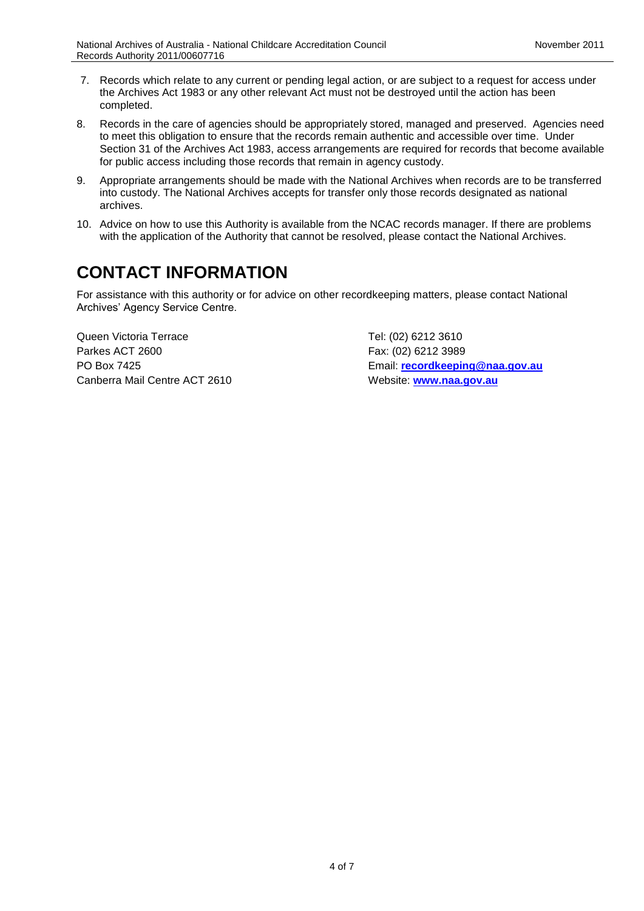7. Records which relate to any current or pending legal action, or are subject to a request for access under the Archives Act 1983 or any other relevant Act must not be destroyed until the action has been completed.
8. Records in the care of agencies should be appropriately stored, managed and preserved. Agencies need to meet this obligation to ensure that the records remain authentic and accessible over time. Under Section 31 of the Archives Act 1983, access arrangements are required for records that become available for public access including those records that remain in agency custody.
9. Appropriate arrangements should be made with the National Archives when records are to be transferred into custody. The National Archives accepts for transfer only those records designated as national archives.
10. Advice on how to use this Authority is available from the NCAC records manager. If there are problems with the application of the Authority that cannot be resolved, please contact the National Archives.

# CONTACT INFORMATION

For assistance with this authority or for advice on other recordkeeping matters, please contact National Archives' Agency Service Centre.

Queen Victoria Terrace
Parkes ACT 2600
PO Box 7425
Canberra Mail Centre ACT 2610

Tel: (02) 6212 3610
Fax: (02) 6212 3989
Email: **recordkeeping@naa.gov.au**
Website: **www.naa.gov.au**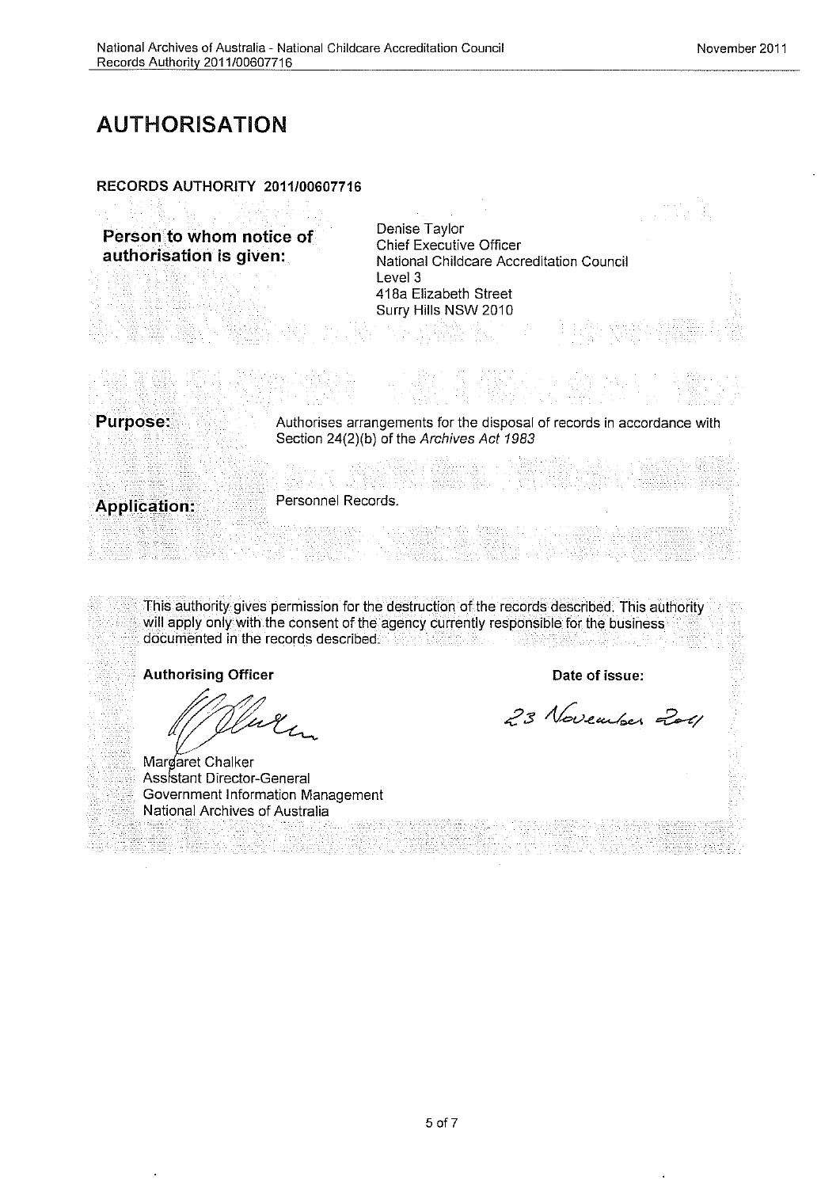# AUTHORISATION

**RECORDS AUTHORITY 2011/00607716**

| | |
|---|---|
| **Person to whom notice of authorisation is given:** | Denise Taylor<br>Chief Executive Officer<br>National Childcare Accreditation Council<br>Level 3<br>418a Elizabeth Street<br>Surry Hills NSW 2010 |

| | |
|---|---|
| **Purpose:** | Authorises arrangements for the disposal of records in accordance with Section 24(2)(b) of the *Archives Act 1983* |
| **Application:** | Personnel Records. |

This authority gives permission for the destruction of the records described. This authority will apply only with the consent of the agency currently responsible for the business documented in the records described.

| **Authorising Officer** | **Date of issue:** |
|---|---|
| Margaret Chalker<br>Assistant Director-General<br>Government Information Management<br>National Archives of Australia | 23 November 2011 |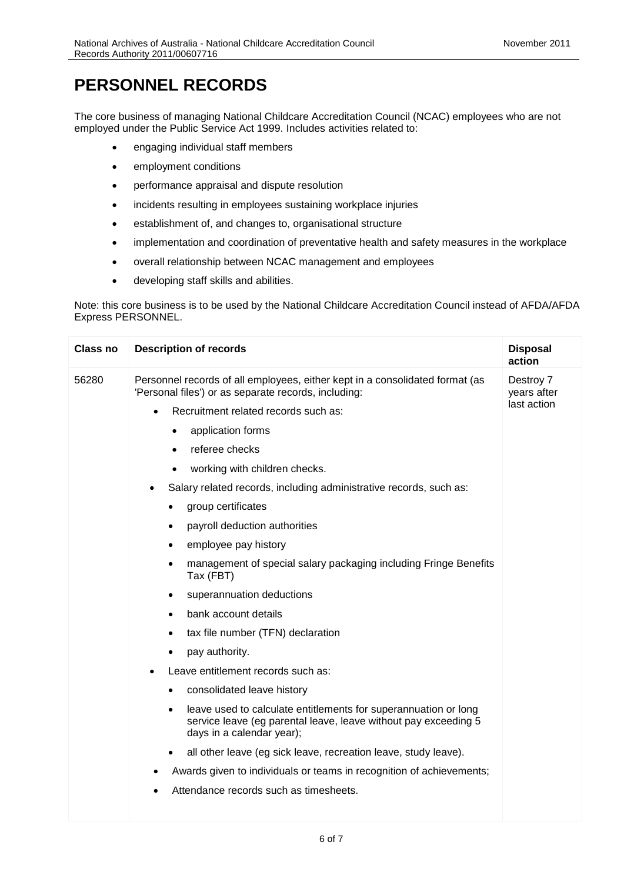# PERSONNEL RECORDS

The core business of managing National Childcare Accreditation Council (NCAC) employees who are not employed under the Public Service Act 1999. Includes activities related to:

- engaging individual staff members
- employment conditions
- performance appraisal and dispute resolution
- incidents resulting in employees sustaining workplace injuries
- establishment of, and changes to, organisational structure
- implementation and coordination of preventative health and safety measures in the workplace
- overall relationship between NCAC management and employees
- developing staff skills and abilities.

Note: this core business is to be used by the National Childcare Accreditation Council instead of AFDA/AFDA Express PERSONNEL.

| Class no | Description of records | Disposal action |
|---|---|---|
| 56280 | Personnel records of all employees, either kept in a consolidated format (as 'Personal files') or as separate records, including:<br>• Recruitment related records such as:<br>&nbsp;&nbsp;• application forms<br>&nbsp;&nbsp;• referee checks<br>&nbsp;&nbsp;• working with children checks.<br>• Salary related records, including administrative records, such as:<br>&nbsp;&nbsp;• group certificates<br>&nbsp;&nbsp;• payroll deduction authorities<br>&nbsp;&nbsp;• employee pay history<br>&nbsp;&nbsp;• management of special salary packaging including Fringe Benefits Tax (FBT)<br>&nbsp;&nbsp;• superannuation deductions<br>&nbsp;&nbsp;• bank account details<br>&nbsp;&nbsp;• tax file number (TFN) declaration<br>&nbsp;&nbsp;• pay authority.<br>• Leave entitlement records such as:<br>&nbsp;&nbsp;• consolidated leave history<br>&nbsp;&nbsp;• leave used to calculate entitlements for superannuation or long service leave (eg parental leave, leave without pay exceeding 5 days in a calendar year);<br>&nbsp;&nbsp;• all other leave (eg sick leave, recreation leave, study leave).<br>• Awards given to individuals or teams in recognition of achievements;<br>• Attendance records such as timesheets. | Destroy 7 years after last action |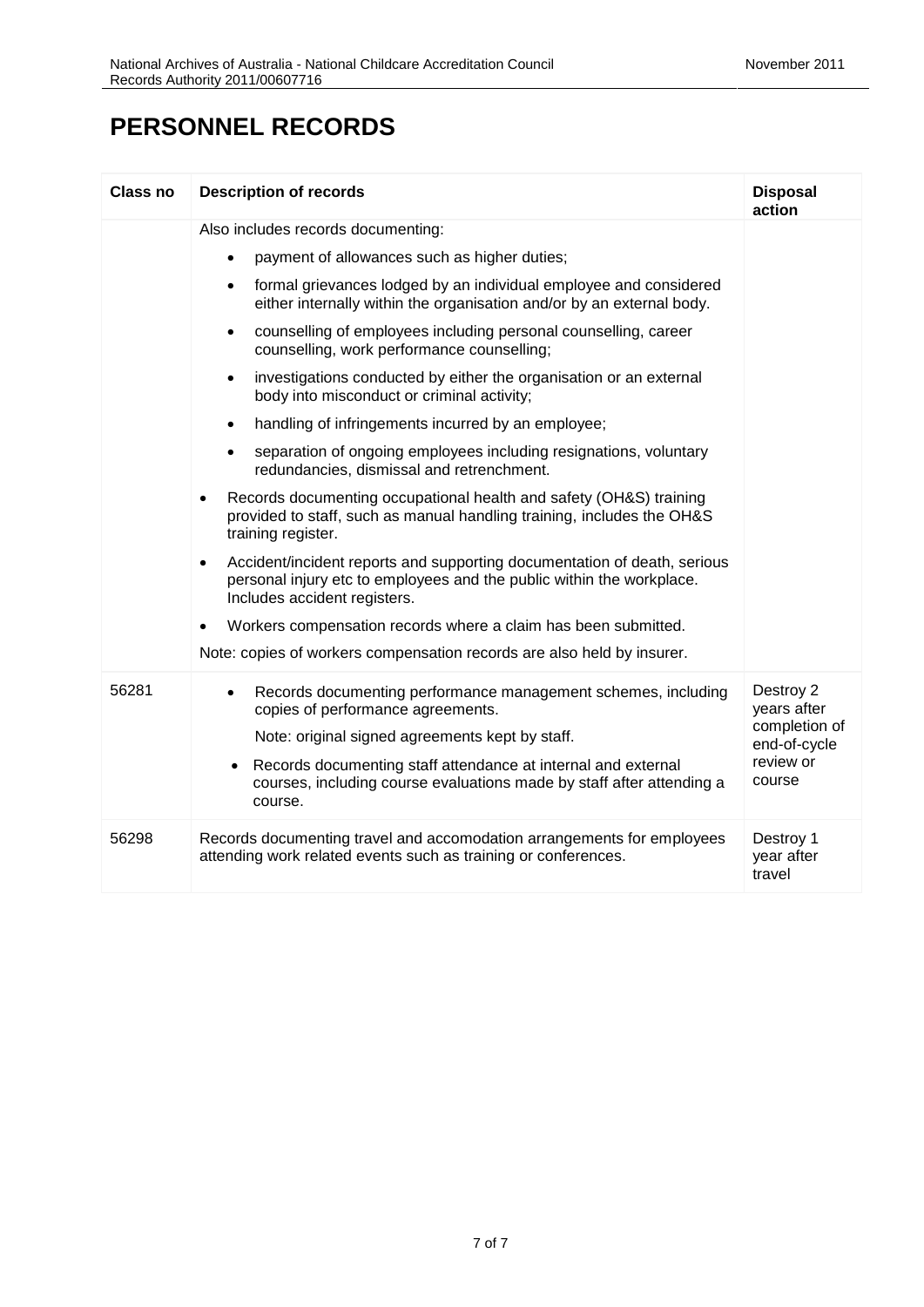# PERSONNEL RECORDS

| Class no | Description of records | Disposal action |
|---|---|---|
| | Also includes records documenting:<br>• payment of allowances such as higher duties;<br>• formal grievances lodged by an individual employee and considered either internally within the organisation and/or by an external body.<br>• counselling of employees including personal counselling, career counselling, work performance counselling;<br>• investigations conducted by either the organisation or an external body into misconduct or criminal activity;<br>• handling of infringements incurred by an employee;<br>• separation of ongoing employees including resignations, voluntary redundancies, dismissal and retrenchment.<br>• Records documenting occupational health and safety (OH&S) training provided to staff, such as manual handling training, includes the OH&S training register.<br>• Accident/incident reports and supporting documentation of death, serious personal injury etc to employees and the public within the workplace. Includes accident registers.<br>• Workers compensation records where a claim has been submitted.<br>Note: copies of workers compensation records are also held by insurer. | |
| 56281 | • Records documenting performance management schemes, including copies of performance agreements.<br>Note: original signed agreements kept by staff.<br>• Records documenting staff attendance at internal and external courses, including course evaluations made by staff after attending a course. | Destroy 2 years after completion of end-of-cycle review or course |
| 56298 | Records documenting travel and accomodation arrangements for employees attending work related events such as training or conferences. | Destroy 1 year after travel |